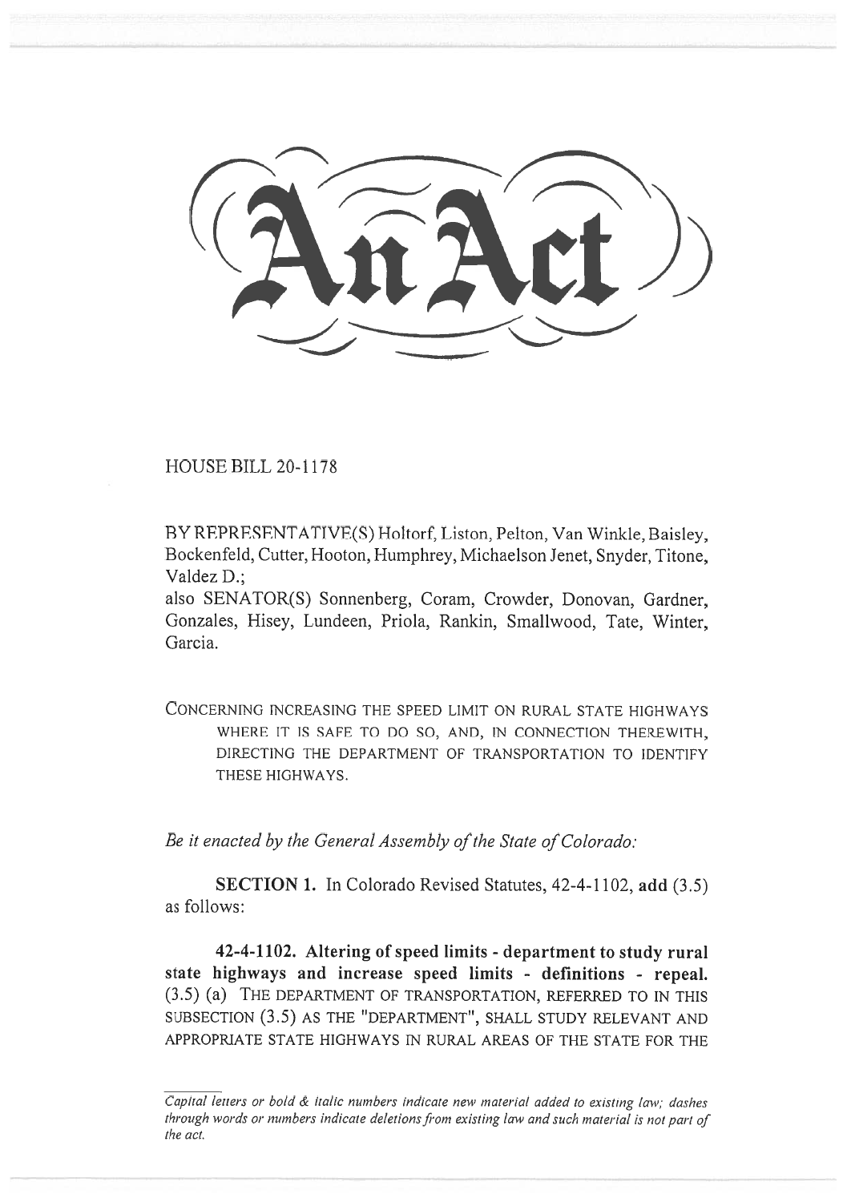# An Act

HOUSE BILL 20-1178

BY REPRESENTATIVE(S) Holtorf, Liston, Pelton, Van Winkle, Baisley, Bockenfeld, Cutter, Hooton, Humphrey, Michaelson Jenet, Snyder, Titone, Valdez D.;
also SENATOR(S) Sonnenberg, Coram, Crowder, Donovan, Gardner, Gonzales, Hisey, Lundeen, Priola, Rankin, Smallwood, Tate, Winter, Garcia.

CONCERNING INCREASING THE SPEED LIMIT ON RURAL STATE HIGHWAYS WHERE IT IS SAFE TO DO SO, AND, IN CONNECTION THEREWITH, DIRECTING THE DEPARTMENT OF TRANSPORTATION TO IDENTIFY THESE HIGHWAYS.

*Be it enacted by the General Assembly of the State of Colorado:*

**SECTION 1.** In Colorado Revised Statutes, 42-4-1102, **add** (3.5) as follows:

**42-4-1102. Altering of speed limits - department to study rural state highways and increase speed limits - definitions - repeal.** (3.5) (a) THE DEPARTMENT OF TRANSPORTATION, REFERRED TO IN THIS SUBSECTION (3.5) AS THE "DEPARTMENT", SHALL STUDY RELEVANT AND APPROPRIATE STATE HIGHWAYS IN RURAL AREAS OF THE STATE FOR THE

*Capital letters or bold & italic numbers indicate new material added to existing law; dashes through words or numbers indicate deletions from existing law and such material is not part of the act.*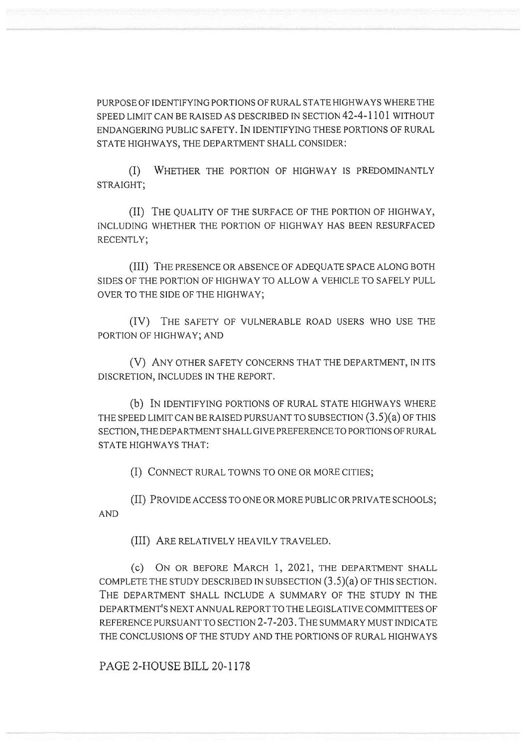PURPOSE OF IDENTIFYING PORTIONS OF RURAL STATE HIGHWAYS WHERE THE SPEED LIMIT CAN BE RAISED AS DESCRIBED IN SECTION 42-4-1101 WITHOUT ENDANGERING PUBLIC SAFETY. IN IDENTIFYING THESE PORTIONS OF RURAL STATE HIGHWAYS, THE DEPARTMENT SHALL CONSIDER:

(I) WHETHER THE PORTION OF HIGHWAY IS PREDOMINANTLY STRAIGHT;

(II) THE QUALITY OF THE SURFACE OF THE PORTION OF HIGHWAY, INCLUDING WHETHER THE PORTION OF HIGHWAY HAS BEEN RESURFACED RECENTLY;

(III) THE PRESENCE OR ABSENCE OF ADEQUATE SPACE ALONG BOTH SIDES OF THE PORTION OF HIGHWAY TO ALLOW A VEHICLE TO SAFELY PULL OVER TO THE SIDE OF THE HIGHWAY;

(IV) THE SAFETY OF VULNERABLE ROAD USERS WHO USE THE PORTION OF HIGHWAY; AND

(V) ANY OTHER SAFETY CONCERNS THAT THE DEPARTMENT, IN ITS DISCRETION, INCLUDES IN THE REPORT.

(b) IN IDENTIFYING PORTIONS OF RURAL STATE HIGHWAYS WHERE THE SPEED LIMIT CAN BE RAISED PURSUANT TO SUBSECTION (3.5)(a) OF THIS SECTION, THE DEPARTMENT SHALL GIVE PREFERENCE TO PORTIONS OF RURAL STATE HIGHWAYS THAT:

(I) CONNECT RURAL TOWNS TO ONE OR MORE CITIES;

(II) PROVIDE ACCESS TO ONE OR MORE PUBLIC OR PRIVATE SCHOOLS; AND

(III) ARE RELATIVELY HEAVILY TRAVELED.

(c) ON OR BEFORE MARCH 1, 2021, THE DEPARTMENT SHALL COMPLETE THE STUDY DESCRIBED IN SUBSECTION (3.5)(a) OF THIS SECTION. THE DEPARTMENT SHALL INCLUDE A SUMMARY OF THE STUDY IN THE DEPARTMENT'S NEXT ANNUAL REPORT TO THE LEGISLATIVE COMMITTEES OF REFERENCE PURSUANT TO SECTION 2-7-203. THE SUMMARY MUST INDICATE THE CONCLUSIONS OF THE STUDY AND THE PORTIONS OF RURAL HIGHWAYS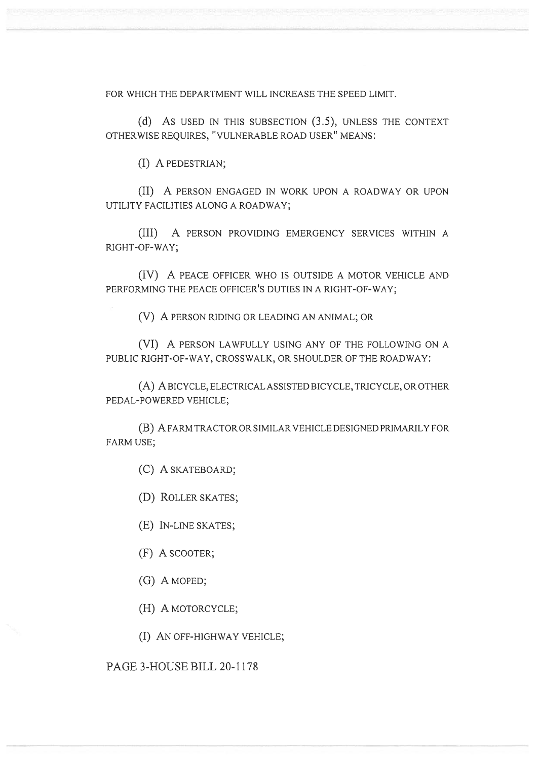FOR WHICH THE DEPARTMENT WILL INCREASE THE SPEED LIMIT.

(d) AS USED IN THIS SUBSECTION (3.5), UNLESS THE CONTEXT OTHERWISE REQUIRES, "VULNERABLE ROAD USER" MEANS:

(I) A PEDESTRIAN;

(II) A PERSON ENGAGED IN WORK UPON A ROADWAY OR UPON UTILITY FACILITIES ALONG A ROADWAY;

(III) A PERSON PROVIDING EMERGENCY SERVICES WITHIN A RIGHT-OF-WAY;

(IV) A PEACE OFFICER WHO IS OUTSIDE A MOTOR VEHICLE AND PERFORMING THE PEACE OFFICER'S DUTIES IN A RIGHT-OF-WAY;

(V) A PERSON RIDING OR LEADING AN ANIMAL; OR

(VI) A PERSON LAWFULLY USING ANY OF THE FOLLOWING ON A PUBLIC RIGHT-OF-WAY, CROSSWALK, OR SHOULDER OF THE ROADWAY:

(A) A BICYCLE, ELECTRICAL ASSISTED BICYCLE, TRICYCLE, OR OTHER PEDAL-POWERED VEHICLE;

(B) A FARM TRACTOR OR SIMILAR VEHICLE DESIGNED PRIMARILY FOR FARM USE;

(C) A SKATEBOARD;

(D) ROLLER SKATES;

(E) IN-LINE SKATES;

(F) A SCOOTER;

(G) A MOPED;

(H) A MOTORCYCLE;

(I) AN OFF-HIGHWAY VEHICLE;

PAGE 3-HOUSE BILL 20-1178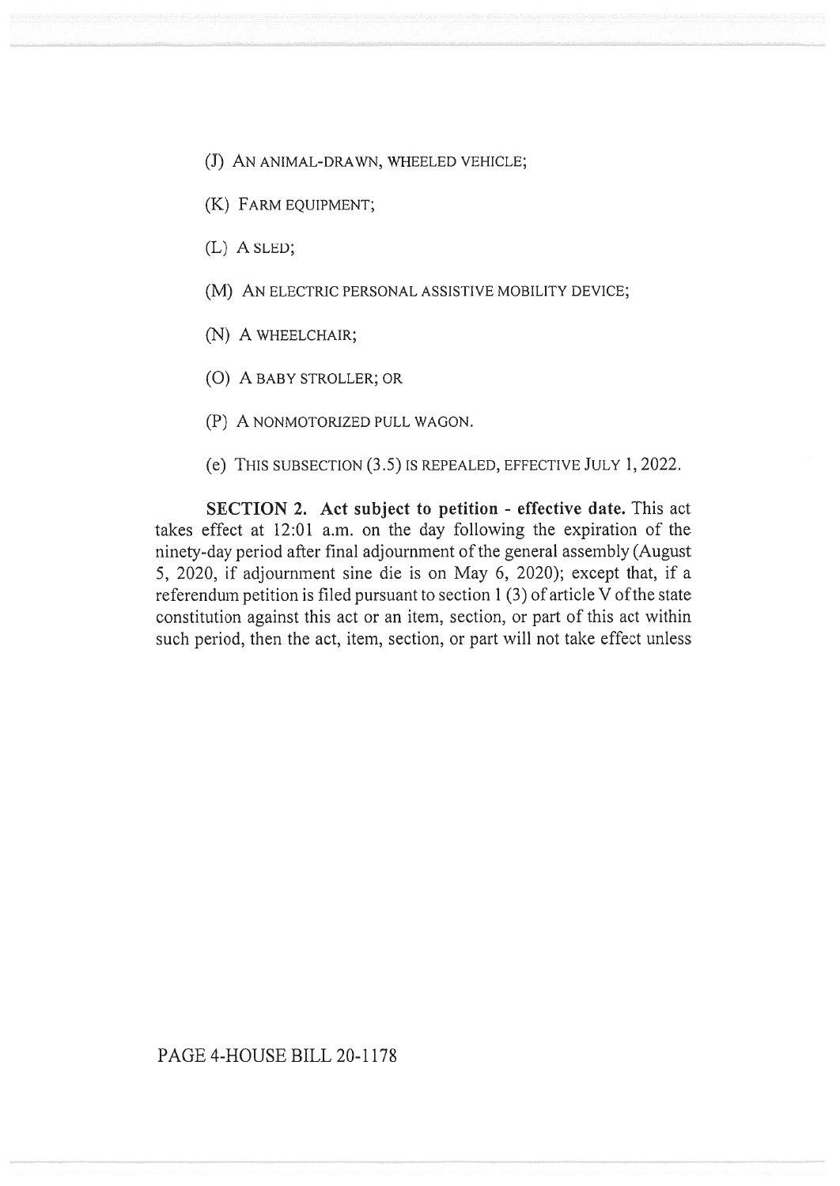(J) AN ANIMAL-DRAWN, WHEELED VEHICLE;

(K) FARM EQUIPMENT;

(L) A SLED;

(M) AN ELECTRIC PERSONAL ASSISTIVE MOBILITY DEVICE;

(N) A WHEELCHAIR;

(O) A BABY STROLLER; OR

(P) A NONMOTORIZED PULL WAGON.

(e) THIS SUBSECTION (3.5) IS REPEALED, EFFECTIVE JULY 1, 2022.

**SECTION 2. Act subject to petition - effective date.** This act takes effect at 12:01 a.m. on the day following the expiration of the ninety-day period after final adjournment of the general assembly (August 5, 2020, if adjournment sine die is on May 6, 2020); except that, if a referendum petition is filed pursuant to section 1 (3) of article V of the state constitution against this act or an item, section, or part of this act within such period, then the act, item, section, or part will not take effect unless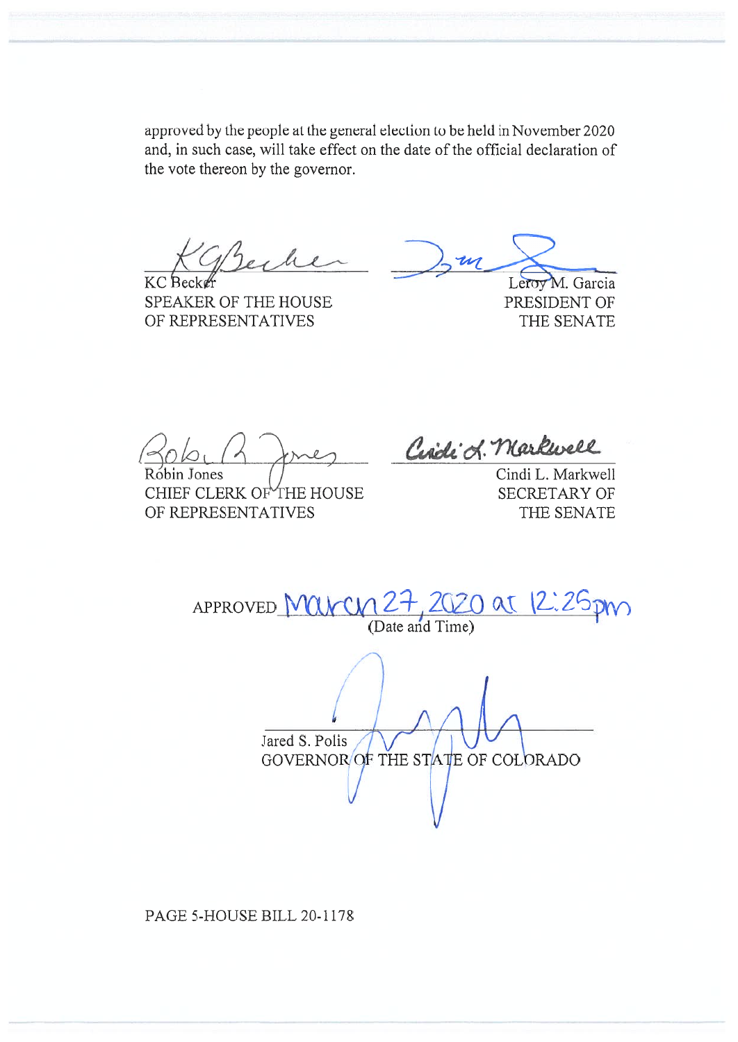approved by the people at the general election to be held in November 2020 and, in such case, will take effect on the date of the official declaration of the vote thereon by the governor.

KC Becker
SPEAKER OF THE HOUSE
OF REPRESENTATIVES

Leroy M. Garcia
PRESIDENT OF
THE SENATE

Robin Jones
CHIEF CLERK OF THE HOUSE
OF REPRESENTATIVES

Cindi L. Markwell
SECRETARY OF
THE SENATE

APPROVED March 27, 2020 at 12:25pm
(Date and Time)

Jared S. Polis
GOVERNOR OF THE STATE OF COLORADO

PAGE 5-HOUSE BILL 20-1178